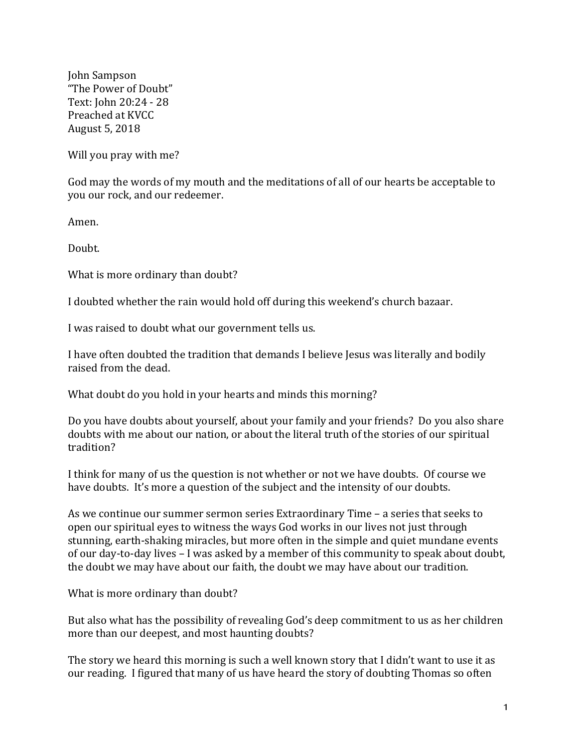John Sampson
"The Power of Doubt"
Text: John 20:24 - 28
Preached at KVCC
August 5, 2018

Will you pray with me?

God may the words of my mouth and the meditations of all of our hearts be acceptable to you our rock, and our redeemer.

Amen.

Doubt.

What is more ordinary than doubt?

I doubted whether the rain would hold off during this weekend's church bazaar.

I was raised to doubt what our government tells us.

I have often doubted the tradition that demands I believe Jesus was literally and bodily raised from the dead.

What doubt do you hold in your hearts and minds this morning?

Do you have doubts about yourself, about your family and your friends? Do you also share doubts with me about our nation, or about the literal truth of the stories of our spiritual tradition?

I think for many of us the question is not whether or not we have doubts. Of course we have doubts. It's more a question of the subject and the intensity of our doubts.

As we continue our summer sermon series Extraordinary Time – a series that seeks to open our spiritual eyes to witness the ways God works in our lives not just through stunning, earth-shaking miracles, but more often in the simple and quiet mundane events of our day-to-day lives – I was asked by a member of this community to speak about doubt, the doubt we may have about our faith, the doubt we may have about our tradition.

What is more ordinary than doubt?

But also what has the possibility of revealing God's deep commitment to us as her children more than our deepest, and most haunting doubts?

The story we heard this morning is such a well known story that I didn't want to use it as our reading. I figured that many of us have heard the story of doubting Thomas so often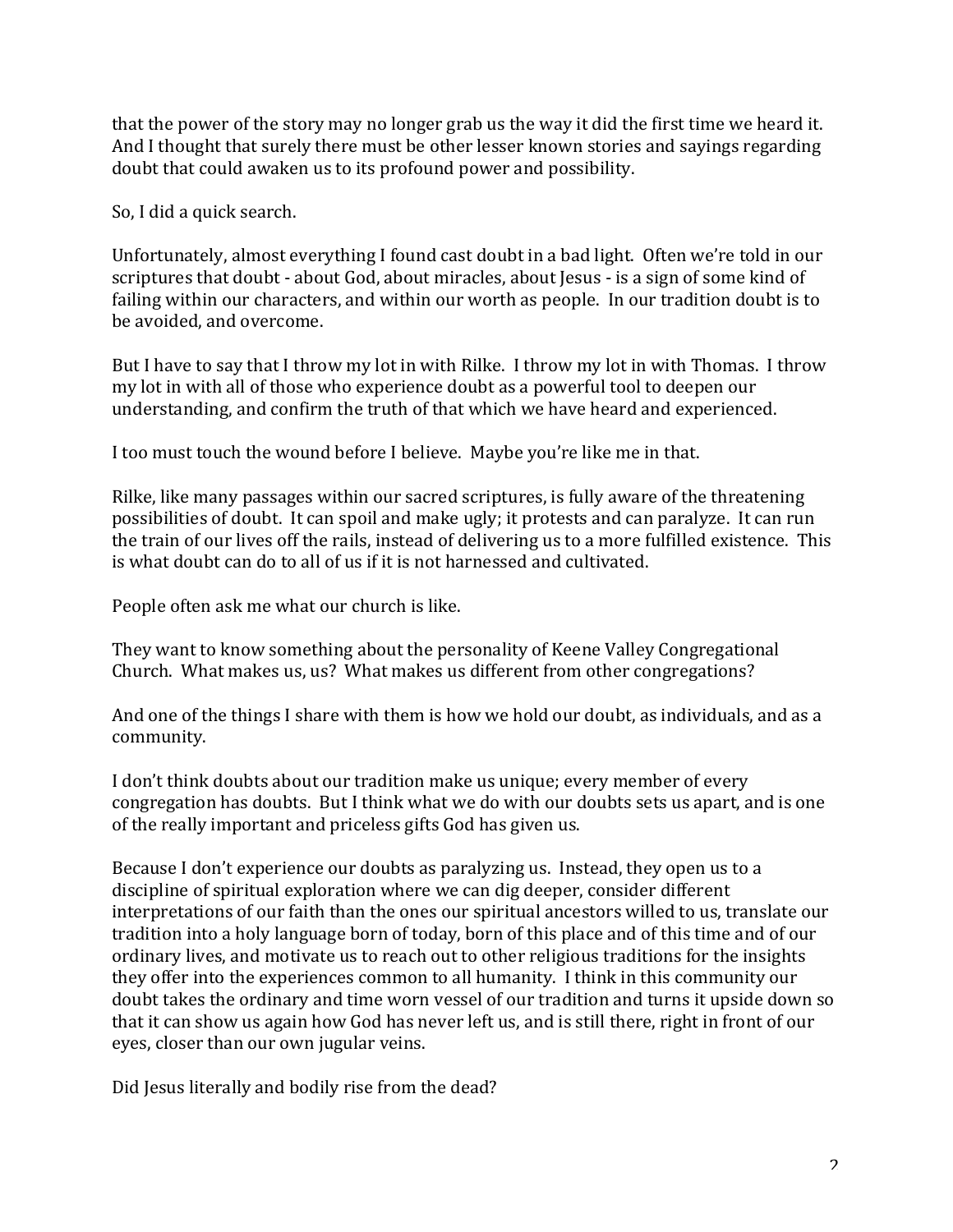that the power of the story may no longer grab us the way it did the first time we heard it. And I thought that surely there must be other lesser known stories and sayings regarding doubt that could awaken us to its profound power and possibility.

So, I did a quick search.

Unfortunately, almost everything I found cast doubt in a bad light. Often we're told in our scriptures that doubt - about God, about miracles, about Jesus - is a sign of some kind of failing within our characters, and within our worth as people. In our tradition doubt is to be avoided, and overcome.

But I have to say that I throw my lot in with Rilke. I throw my lot in with Thomas. I throw my lot in with all of those who experience doubt as a powerful tool to deepen our understanding, and confirm the truth of that which we have heard and experienced.

I too must touch the wound before I believe. Maybe you're like me in that.

Rilke, like many passages within our sacred scriptures, is fully aware of the threatening possibilities of doubt. It can spoil and make ugly; it protests and can paralyze. It can run the train of our lives off the rails, instead of delivering us to a more fulfilled existence. This is what doubt can do to all of us if it is not harnessed and cultivated.

People often ask me what our church is like.

They want to know something about the personality of Keene Valley Congregational Church. What makes us, us? What makes us different from other congregations?

And one of the things I share with them is how we hold our doubt, as individuals, and as a community.

I don't think doubts about our tradition make us unique; every member of every congregation has doubts. But I think what we do with our doubts sets us apart, and is one of the really important and priceless gifts God has given us.

Because I don't experience our doubts as paralyzing us. Instead, they open us to a discipline of spiritual exploration where we can dig deeper, consider different interpretations of our faith than the ones our spiritual ancestors willed to us, translate our tradition into a holy language born of today, born of this place and of this time and of our ordinary lives, and motivate us to reach out to other religious traditions for the insights they offer into the experiences common to all humanity. I think in this community our doubt takes the ordinary and time worn vessel of our tradition and turns it upside down so that it can show us again how God has never left us, and is still there, right in front of our eyes, closer than our own jugular veins.

Did Jesus literally and bodily rise from the dead?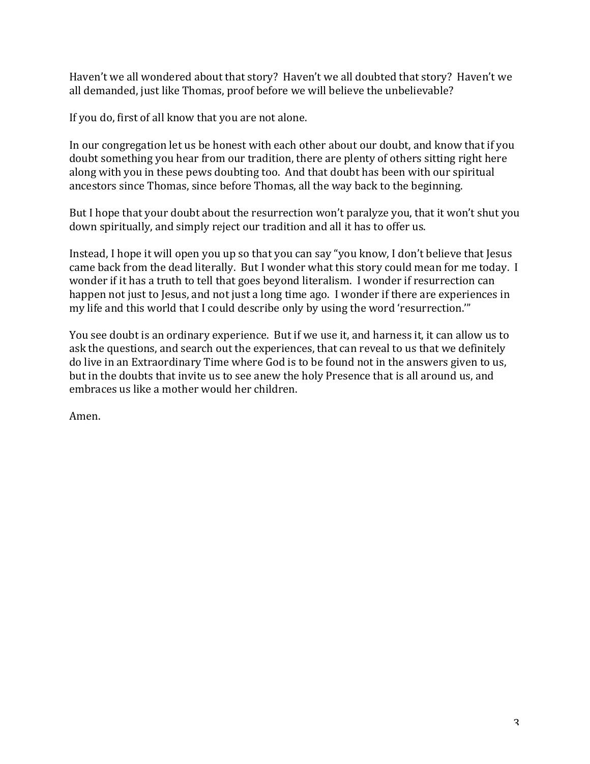Haven't we all wondered about that story? Haven't we all doubted that story? Haven't we all demanded, just like Thomas, proof before we will believe the unbelievable?

If you do, first of all know that you are not alone.

In our congregation let us be honest with each other about our doubt, and know that if you doubt something you hear from our tradition, there are plenty of others sitting right here along with you in these pews doubting too. And that doubt has been with our spiritual ancestors since Thomas, since before Thomas, all the way back to the beginning.

But I hope that your doubt about the resurrection won't paralyze you, that it won't shut you down spiritually, and simply reject our tradition and all it has to offer us.

Instead, I hope it will open you up so that you can say "you know, I don't believe that Jesus came back from the dead literally. But I wonder what this story could mean for me today. I wonder if it has a truth to tell that goes beyond literalism. I wonder if resurrection can happen not just to Jesus, and not just a long time ago. I wonder if there are experiences in my life and this world that I could describe only by using the word 'resurrection.'"

You see doubt is an ordinary experience. But if we use it, and harness it, it can allow us to ask the questions, and search out the experiences, that can reveal to us that we definitely do live in an Extraordinary Time where God is to be found not in the answers given to us, but in the doubts that invite us to see anew the holy Presence that is all around us, and embraces us like a mother would her children.

Amen.